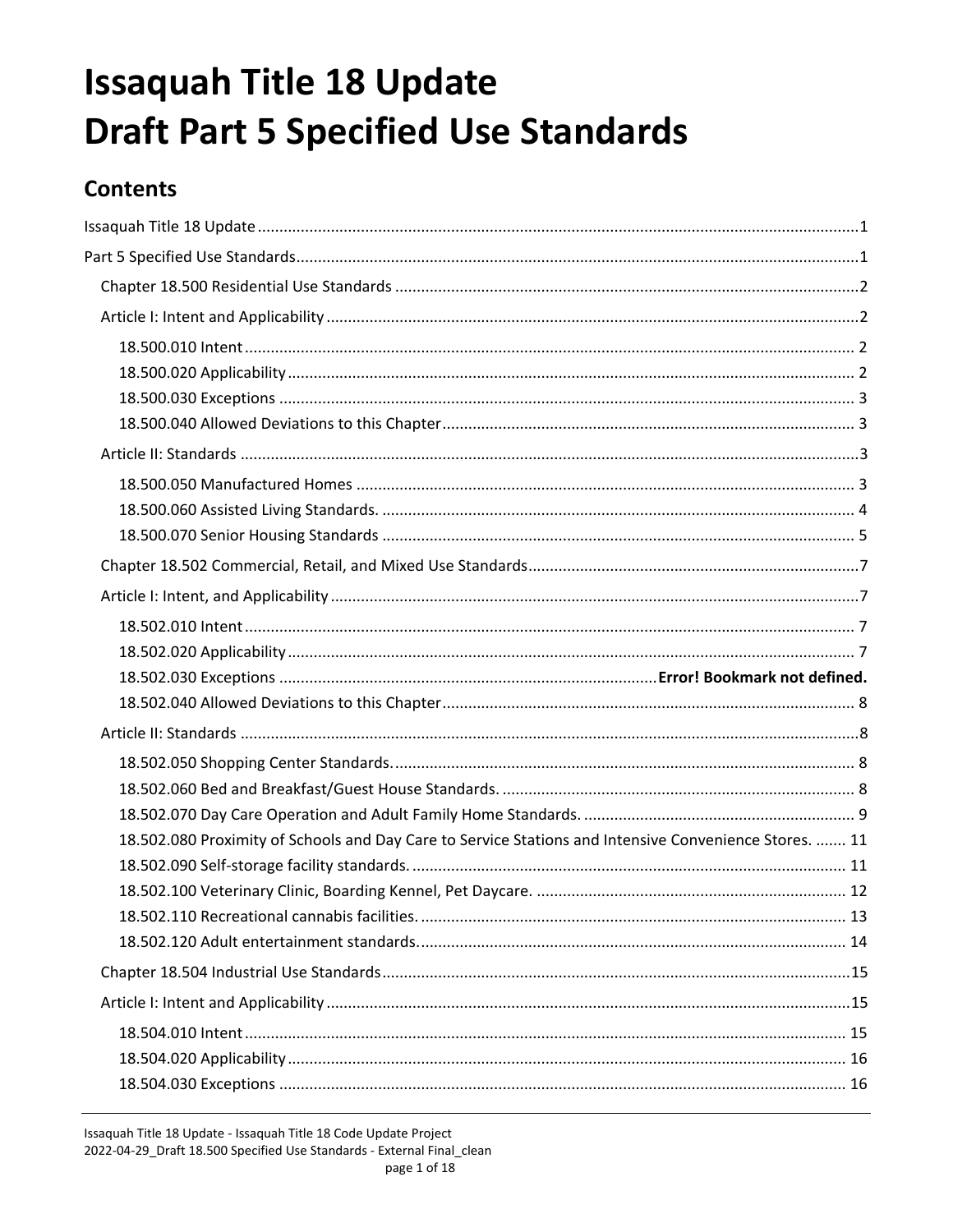# Issaquah Title 18 Update
# Draft Part 5 Specified Use Standards

## Contents

Issaquah Title 18 Update ........................................................................................................................................1

Part 5 Specified Use Standards................................................................................................................................1

- Chapter 18.500 Residential Use Standards .........................................................................................................2
- Article I: Intent and Applicability ..........................................................................................................................2
  - 18.500.010 Intent ........................................................................................................................................ 2
  - 18.500.020 Applicability ............................................................................................................................... 2
  - 18.500.030 Exceptions ................................................................................................................................. 3
  - 18.500.040 Allowed Deviations to this Chapter.............................................................................................. 3
- Article II: Standards .............................................................................................................................................3
  - 18.500.050 Manufactured Homes ................................................................................................................. 3
  - 18.500.060 Assisted Living Standards. ........................................................................................................... 4
  - 18.500.070 Senior Housing Standards ........................................................................................................... 5
- Chapter 18.502 Commercial, Retail, and Mixed Use Standards...........................................................................7
- Article I: Intent, and Applicability .........................................................................................................................7
  - 18.502.010 Intent ........................................................................................................................................ 7
  - 18.502.020 Applicability ............................................................................................................................... 7
  - 18.502.030 Exceptions .....................................................................................**Error! Bookmark not defined.**
  - 18.502.040 Allowed Deviations to this Chapter.............................................................................................. 8
- Article II: Standards .............................................................................................................................................8
  - 18.502.050 Shopping Center Standards.......................................................................................................... 8
  - 18.502.060 Bed and Breakfast/Guest House Standards. ................................................................................. 8
  - 18.502.070 Day Care Operation and Adult Family Home Standards. .............................................................. 9
  - 18.502.080 Proximity of Schools and Day Care to Service Stations and Intensive Convenience Stores. ....... 11
  - 18.502.090 Self-storage facility standards. .................................................................................................... 11
  - 18.502.100 Veterinary Clinic, Boarding Kennel, Pet Daycare. ....................................................................... 12
  - 18.502.110 Recreational cannabis facilities. .................................................................................................. 13
  - 18.502.120 Adult entertainment standards.................................................................................................. 14
- Chapter 18.504 Industrial Use Standards...........................................................................................................15
- Article I: Intent and Applicability ........................................................................................................................15
  - 18.504.010 Intent ...................................................................................................................................... 15
  - 18.504.020 Applicability ............................................................................................................................. 16
  - 18.504.030 Exceptions ............................................................................................................................... 16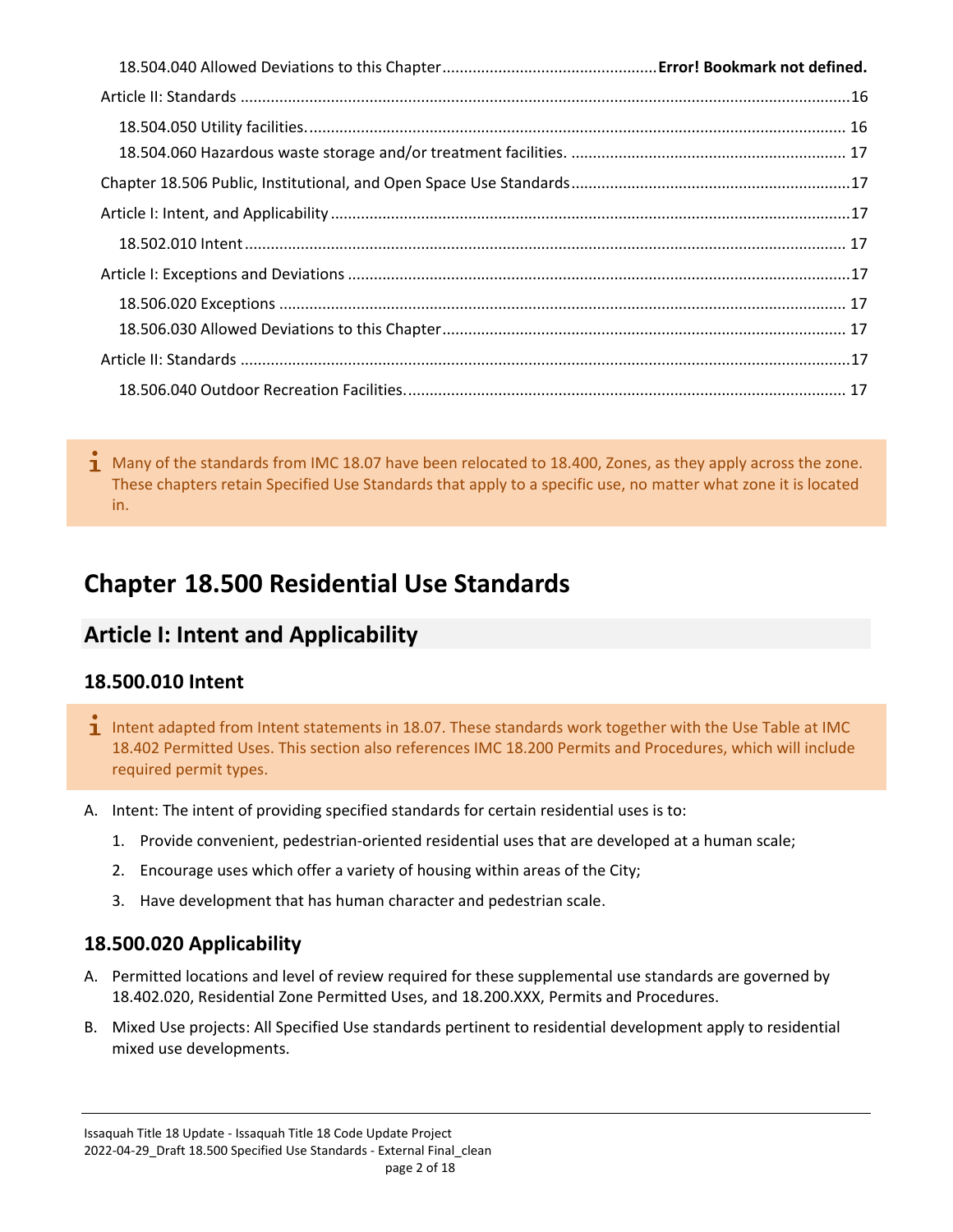18.504.040 Allowed Deviations to this Chapter.................................................**Error! Bookmark not defined.**

Article II: Standards ............................................................................................................................16

18.504.050 Utility facilities. ........................................................................................................... 16

18.504.060 Hazardous waste storage and/or treatment facilities. ............................................... 17

Chapter 18.506 Public, Institutional, and Open Space Use Standards................................................17

Article I: Intent, and Applicability .......................................................................................................17

18.502.010 Intent ......................................................................................................................... 17

Article I: Exceptions and Deviations ...................................................................................................17

18.506.020 Exceptions .................................................................................................................. 17

18.506.030 Allowed Deviations to this Chapter............................................................................. 17

Article II: Standards ............................................................................................................................17

18.506.040 Outdoor Recreation Facilities..................................................................................... 17

> Many of the standards from IMC 18.07 have been relocated to 18.400, Zones, as they apply across the zone. These chapters retain Specified Use Standards that apply to a specific use, no matter what zone it is located in.

# Chapter 18.500 Residential Use Standards

## Article I: Intent and Applicability

### 18.500.010 Intent

> Intent adapted from Intent statements in 18.07. These standards work together with the Use Table at IMC 18.402 Permitted Uses. This section also references IMC 18.200 Permits and Procedures, which will include required permit types.

A. Intent: The intent of providing specified standards for certain residential uses is to:

1. Provide convenient, pedestrian-oriented residential uses that are developed at a human scale;
2. Encourage uses which offer a variety of housing within areas of the City;
3. Have development that has human character and pedestrian scale.

### 18.500.020 Applicability

A. Permitted locations and level of review required for these supplemental use standards are governed by 18.402.020, Residential Zone Permitted Uses, and 18.200.XXX, Permits and Procedures.

B. Mixed Use projects: All Specified Use standards pertinent to residential development apply to residential mixed use developments.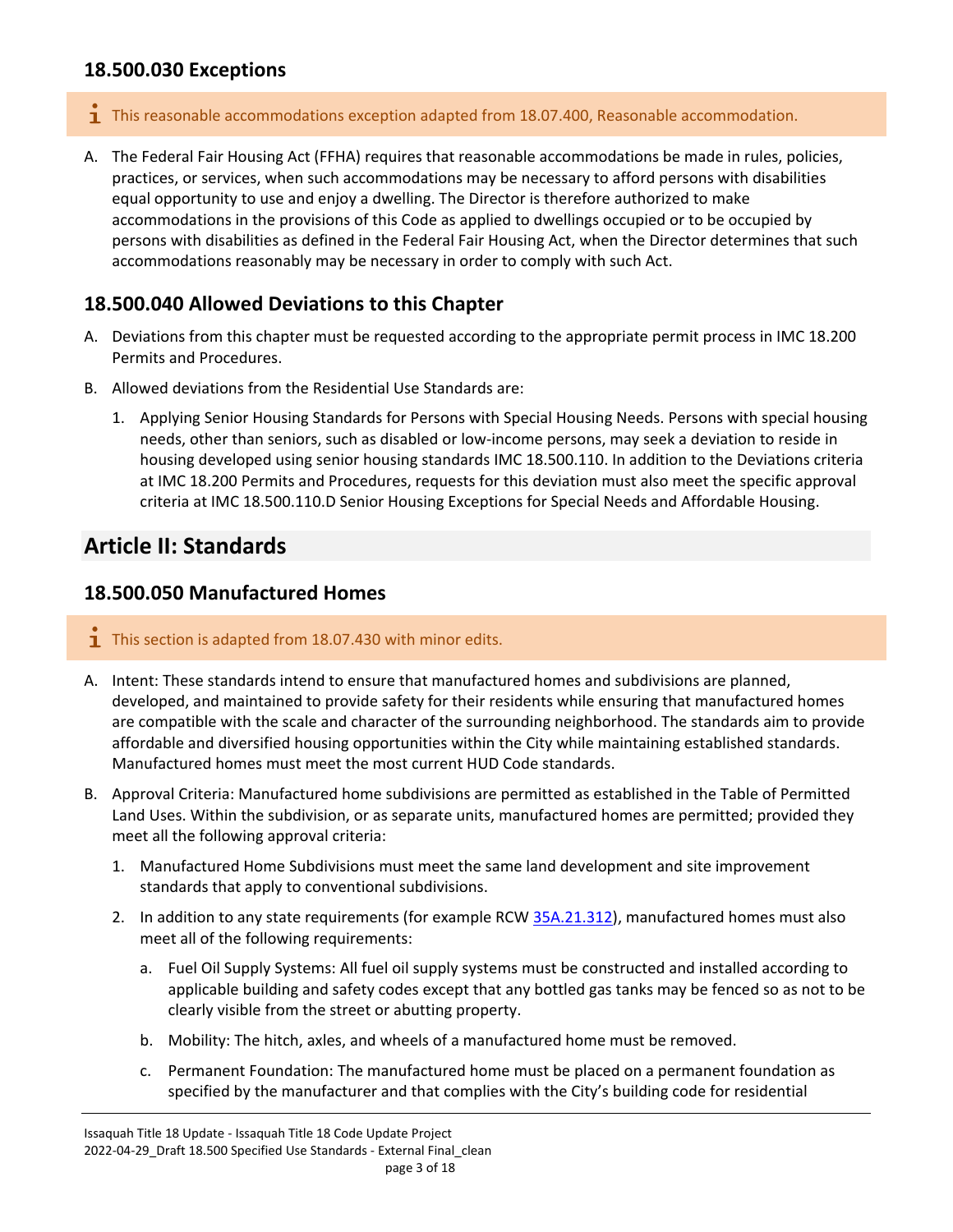### 18.500.030 Exceptions

> ℹ This reasonable accommodations exception adapted from 18.07.400, Reasonable accommodation.

A. The Federal Fair Housing Act (FFHA) requires that reasonable accommodations be made in rules, policies, practices, or services, when such accommodations may be necessary to afford persons with disabilities equal opportunity to use and enjoy a dwelling. The Director is therefore authorized to make accommodations in the provisions of this Code as applied to dwellings occupied or to be occupied by persons with disabilities as defined in the Federal Fair Housing Act, when the Director determines that such accommodations reasonably may be necessary in order to comply with such Act.

### 18.500.040 Allowed Deviations to this Chapter

A. Deviations from this chapter must be requested according to the appropriate permit process in IMC 18.200 Permits and Procedures.

B. Allowed deviations from the Residential Use Standards are:

   1. Applying Senior Housing Standards for Persons with Special Housing Needs. Persons with special housing needs, other than seniors, such as disabled or low-income persons, may seek a deviation to reside in housing developed using senior housing standards IMC 18.500.110. In addition to the Deviations criteria at IMC 18.200 Permits and Procedures, requests for this deviation must also meet the specific approval criteria at IMC 18.500.110.D Senior Housing Exceptions for Special Needs and Affordable Housing.

## Article II: Standards

### 18.500.050 Manufactured Homes

> ℹ This section is adapted from 18.07.430 with minor edits.

A. Intent: These standards intend to ensure that manufactured homes and subdivisions are planned, developed, and maintained to provide safety for their residents while ensuring that manufactured homes are compatible with the scale and character of the surrounding neighborhood. The standards aim to provide affordable and diversified housing opportunities within the City while maintaining established standards. Manufactured homes must meet the most current HUD Code standards.

B. Approval Criteria: Manufactured home subdivisions are permitted as established in the Table of Permitted Land Uses. Within the subdivision, or as separate units, manufactured homes are permitted; provided they meet all the following approval criteria:

   1. Manufactured Home Subdivisions must meet the same land development and site improvement standards that apply to conventional subdivisions.

   2. In addition to any state requirements (for example RCW [35A.21.312](35A.21.312)), manufactured homes must also meet all of the following requirements:

      a. Fuel Oil Supply Systems: All fuel oil supply systems must be constructed and installed according to applicable building and safety codes except that any bottled gas tanks may be fenced so as not to be clearly visible from the street or abutting property.

      b. Mobility: The hitch, axles, and wheels of a manufactured home must be removed.

      c. Permanent Foundation: The manufactured home must be placed on a permanent foundation as specified by the manufacturer and that complies with the City's building code for residential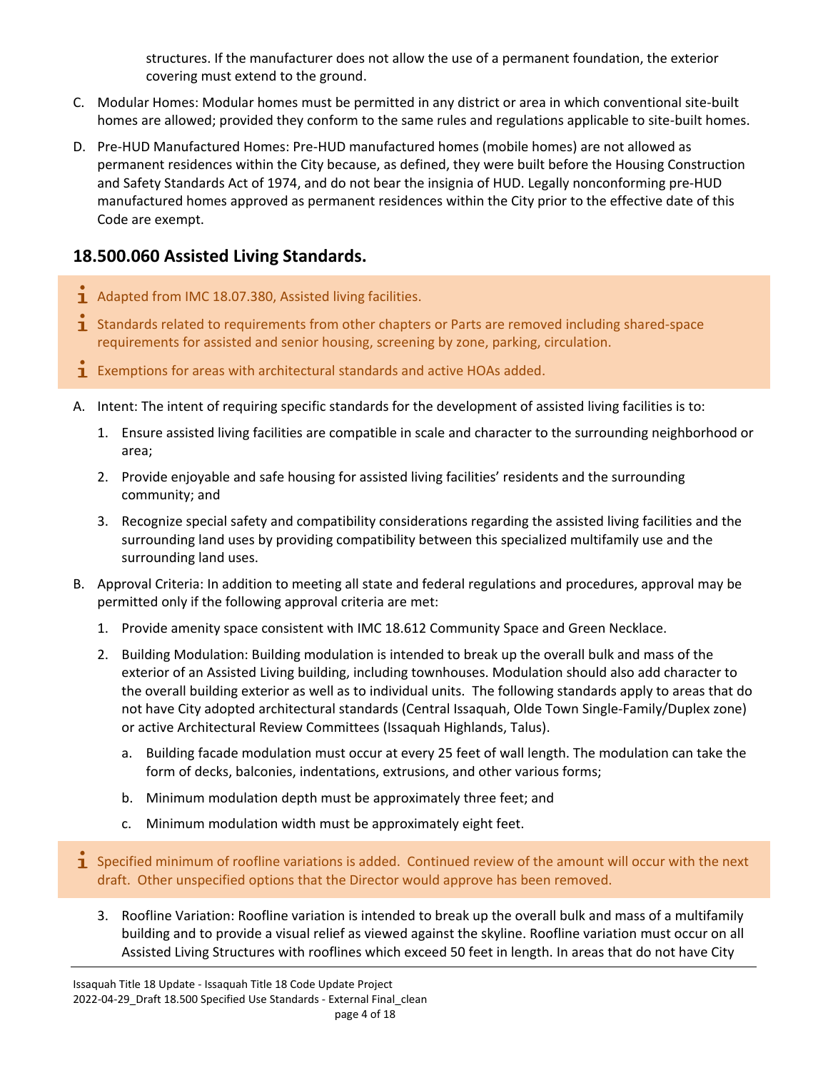structures. If the manufacturer does not allow the use of a permanent foundation, the exterior covering must extend to the ground.

C. Modular Homes: Modular homes must be permitted in any district or area in which conventional site-built homes are allowed; provided they conform to the same rules and regulations applicable to site-built homes.

D. Pre-HUD Manufactured Homes: Pre-HUD manufactured homes (mobile homes) are not allowed as permanent residences within the City because, as defined, they were built before the Housing Construction and Safety Standards Act of 1974, and do not bear the insignia of HUD. Legally nonconforming pre-HUD manufactured homes approved as permanent residences within the City prior to the effective date of this Code are exempt.

## 18.500.060 Assisted Living Standards.

> ℹ Adapted from IMC 18.07.380, Assisted living facilities.
>
> ℹ Standards related to requirements from other chapters or Parts are removed including shared-space requirements for assisted and senior housing, screening by zone, parking, circulation.
>
> ℹ Exemptions for areas with architectural standards and active HOAs added.

A. Intent: The intent of requiring specific standards for the development of assisted living facilities is to:

1. Ensure assisted living facilities are compatible in scale and character to the surrounding neighborhood or area;
2. Provide enjoyable and safe housing for assisted living facilities' residents and the surrounding community; and
3. Recognize special safety and compatibility considerations regarding the assisted living facilities and the surrounding land uses by providing compatibility between this specialized multifamily use and the surrounding land uses.

B. Approval Criteria: In addition to meeting all state and federal regulations and procedures, approval may be permitted only if the following approval criteria are met:

1. Provide amenity space consistent with IMC 18.612 Community Space and Green Necklace.
2. Building Modulation: Building modulation is intended to break up the overall bulk and mass of the exterior of an Assisted Living building, including townhouses. Modulation should also add character to the overall building exterior as well as to individual units. The following standards apply to areas that do not have City adopted architectural standards (Central Issaquah, Olde Town Single-Family/Duplex zone) or active Architectural Review Committees (Issaquah Highlands, Talus).
   a. Building facade modulation must occur at every 25 feet of wall length. The modulation can take the form of decks, balconies, indentations, extrusions, and other various forms;
   b. Minimum modulation depth must be approximately three feet; and
   c. Minimum modulation width must be approximately eight feet.

> ℹ Specified minimum of roofline variations is added. Continued review of the amount will occur with the next draft. Other unspecified options that the Director would approve has been removed.

3. Roofline Variation: Roofline variation is intended to break up the overall bulk and mass of a multifamily building and to provide a visual relief as viewed against the skyline. Roofline variation must occur on all Assisted Living Structures with rooflines which exceed 50 feet in length. In areas that do not have City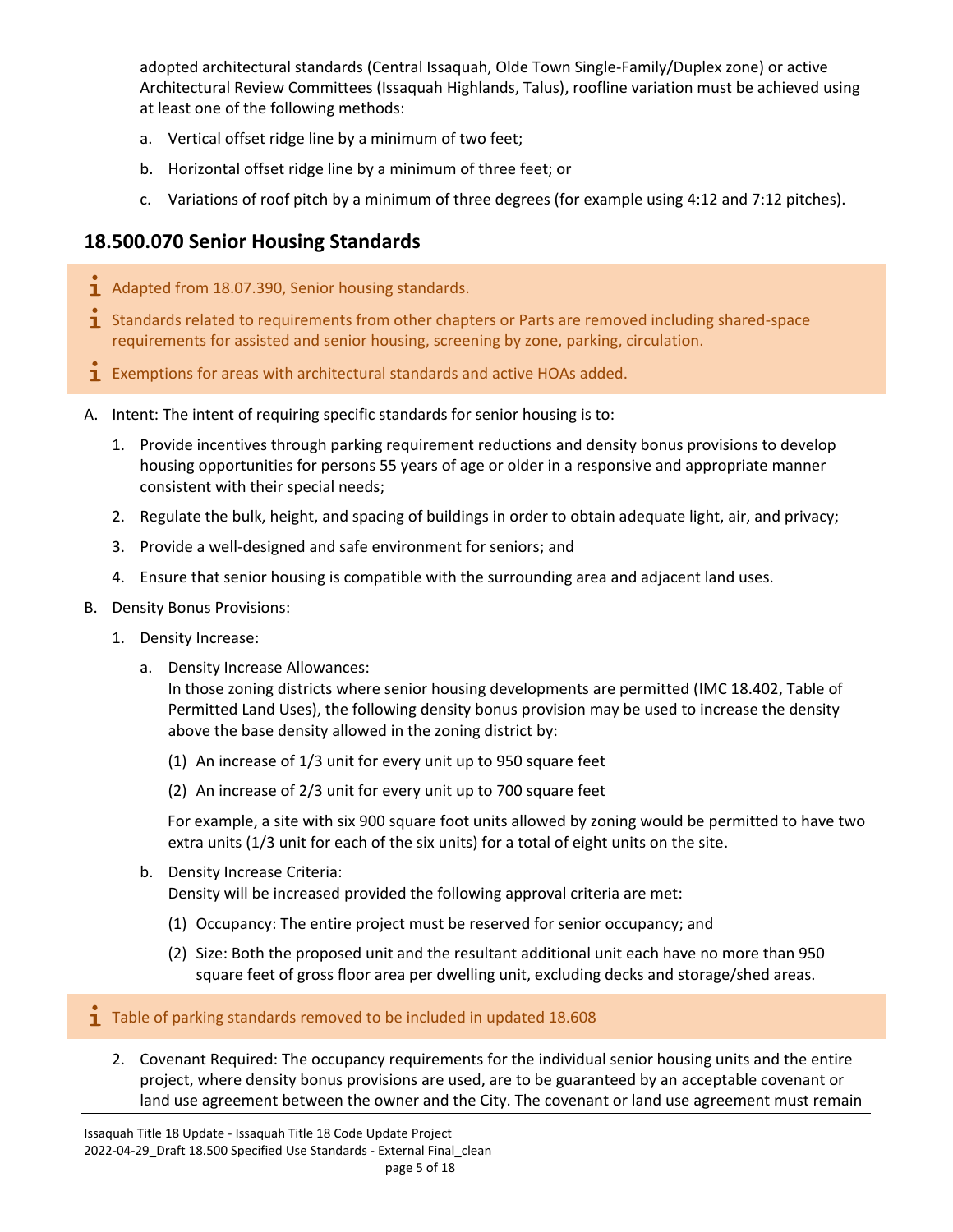adopted architectural standards (Central Issaquah, Olde Town Single-Family/Duplex zone) or active Architectural Review Committees (Issaquah Highlands, Talus), roofline variation must be achieved using at least one of the following methods:

a. Vertical offset ridge line by a minimum of two feet;

b. Horizontal offset ridge line by a minimum of three feet; or

c. Variations of roof pitch by a minimum of three degrees (for example using 4:12 and 7:12 pitches).

## 18.500.070 Senior Housing Standards

> i Adapted from 18.07.390, Senior housing standards.
>
> i Standards related to requirements from other chapters or Parts are removed including shared-space requirements for assisted and senior housing, screening by zone, parking, circulation.
>
> i Exemptions for areas with architectural standards and active HOAs added.

A. Intent: The intent of requiring specific standards for senior housing is to:

1. Provide incentives through parking requirement reductions and density bonus provisions to develop housing opportunities for persons 55 years of age or older in a responsive and appropriate manner consistent with their special needs;

2. Regulate the bulk, height, and spacing of buildings in order to obtain adequate light, air, and privacy;

3. Provide a well-designed and safe environment for seniors; and

4. Ensure that senior housing is compatible with the surrounding area and adjacent land uses.

B. Density Bonus Provisions:

1. Density Increase:

a. Density Increase Allowances:
In those zoning districts where senior housing developments are permitted (IMC 18.402, Table of Permitted Land Uses), the following density bonus provision may be used to increase the density above the base density allowed in the zoning district by:

(1) An increase of 1/3 unit for every unit up to 950 square feet

(2) An increase of 2/3 unit for every unit up to 700 square feet

For example, a site with six 900 square foot units allowed by zoning would be permitted to have two extra units (1/3 unit for each of the six units) for a total of eight units on the site.

b. Density Increase Criteria:
Density will be increased provided the following approval criteria are met:

(1) Occupancy: The entire project must be reserved for senior occupancy; and

(2) Size: Both the proposed unit and the resultant additional unit each have no more than 950 square feet of gross floor area per dwelling unit, excluding decks and storage/shed areas.

> i Table of parking standards removed to be included in updated 18.608

2. Covenant Required: The occupancy requirements for the individual senior housing units and the entire project, where density bonus provisions are used, are to be guaranteed by an acceptable covenant or land use agreement between the owner and the City. The covenant or land use agreement must remain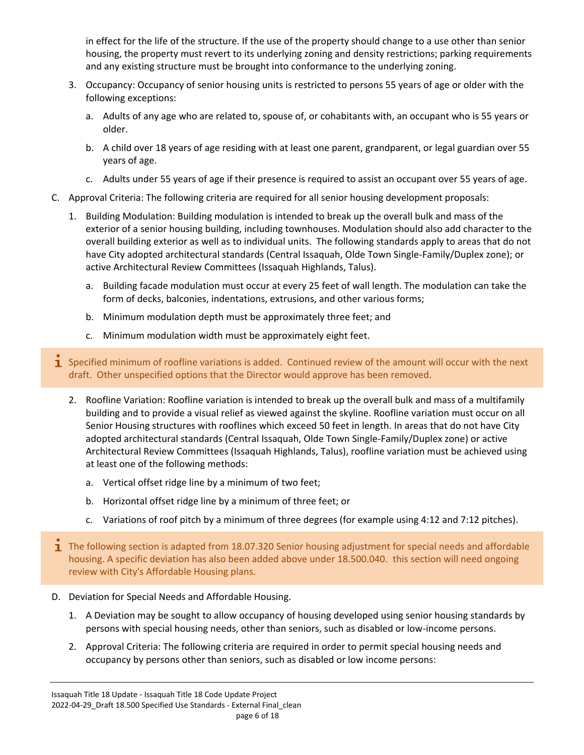in effect for the life of the structure. If the use of the property should change to a use other than senior housing, the property must revert to its underlying zoning and density restrictions; parking requirements and any existing structure must be brought into conformance to the underlying zoning.

3. Occupancy: Occupancy of senior housing units is restricted to persons 55 years of age or older with the following exceptions:

   a. Adults of any age who are related to, spouse of, or cohabitants with, an occupant who is 55 years or older.

   b. A child over 18 years of age residing with at least one parent, grandparent, or legal guardian over 55 years of age.

   c. Adults under 55 years of age if their presence is required to assist an occupant over 55 years of age.

C. Approval Criteria: The following criteria are required for all senior housing development proposals:

1. Building Modulation: Building modulation is intended to break up the overall bulk and mass of the exterior of a senior housing building, including townhouses. Modulation should also add character to the overall building exterior as well as to individual units. The following standards apply to areas that do not have City adopted architectural standards (Central Issaquah, Olde Town Single-Family/Duplex zone); or active Architectural Review Committees (Issaquah Highlands, Talus).

   a. Building facade modulation must occur at every 25 feet of wall length. The modulation can take the form of decks, balconies, indentations, extrusions, and other various forms;

   b. Minimum modulation depth must be approximately three feet; and

   c. Minimum modulation width must be approximately eight feet.

> Specified minimum of roofline variations is added. Continued review of the amount will occur with the next draft. Other unspecified options that the Director would approve has been removed.

2. Roofline Variation: Roofline variation is intended to break up the overall bulk and mass of a multifamily building and to provide a visual relief as viewed against the skyline. Roofline variation must occur on all Senior Housing structures with rooflines which exceed 50 feet in length. In areas that do not have City adopted architectural standards (Central Issaquah, Olde Town Single-Family/Duplex zone) or active Architectural Review Committees (Issaquah Highlands, Talus), roofline variation must be achieved using at least one of the following methods:

   a. Vertical offset ridge line by a minimum of two feet;

   b. Horizontal offset ridge line by a minimum of three feet; or

   c. Variations of roof pitch by a minimum of three degrees (for example using 4:12 and 7:12 pitches).

> The following section is adapted from 18.07.320 Senior housing adjustment for special needs and affordable housing. A specific deviation has also been added above under 18.500.040. this section will need ongoing review with City's Affordable Housing plans.

D. Deviation for Special Needs and Affordable Housing.

1. A Deviation may be sought to allow occupancy of housing developed using senior housing standards by persons with special housing needs, other than seniors, such as disabled or low-income persons.

2. Approval Criteria: The following criteria are required in order to permit special housing needs and occupancy by persons other than seniors, such as disabled or low income persons: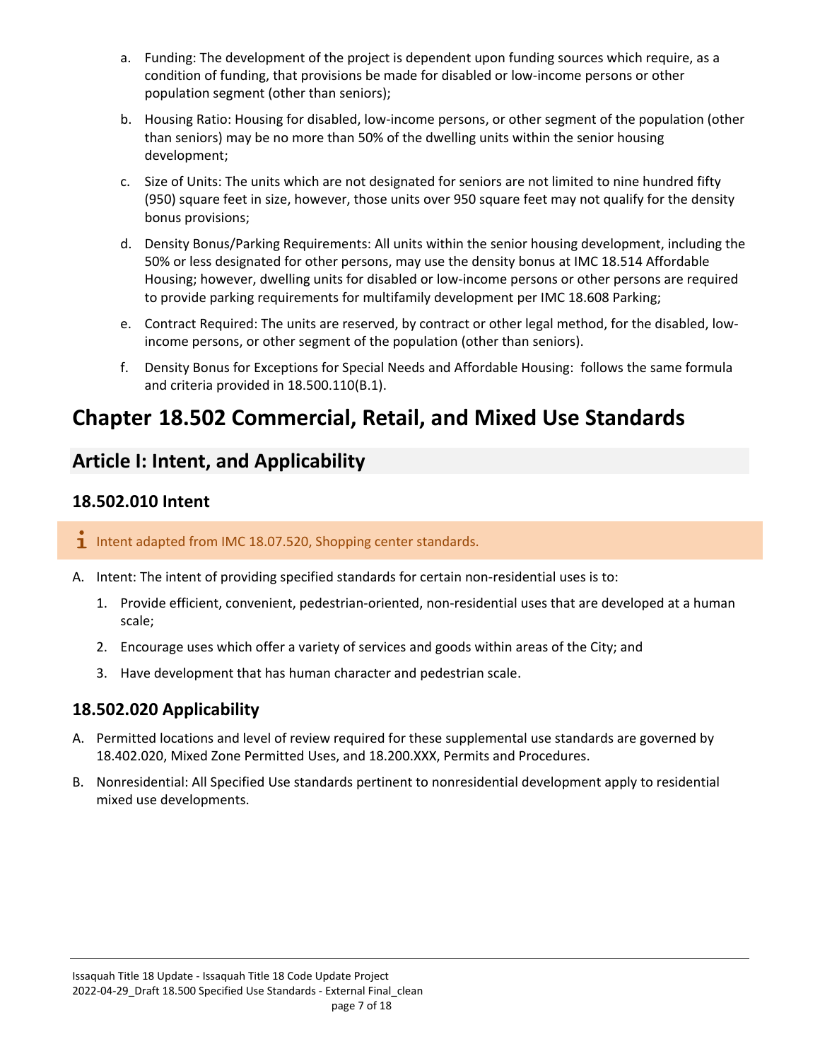a. Funding: The development of the project is dependent upon funding sources which require, as a condition of funding, that provisions be made for disabled or low-income persons or other population segment (other than seniors);

b. Housing Ratio: Housing for disabled, low-income persons, or other segment of the population (other than seniors) may be no more than 50% of the dwelling units within the senior housing development;

c. Size of Units: The units which are not designated for seniors are not limited to nine hundred fifty (950) square feet in size, however, those units over 950 square feet may not qualify for the density bonus provisions;

d. Density Bonus/Parking Requirements: All units within the senior housing development, including the 50% or less designated for other persons, may use the density bonus at IMC 18.514 Affordable Housing; however, dwelling units for disabled or low-income persons or other persons are required to provide parking requirements for multifamily development per IMC 18.608 Parking;

e. Contract Required: The units are reserved, by contract or other legal method, for the disabled, low-income persons, or other segment of the population (other than seniors).

f. Density Bonus for Exceptions for Special Needs and Affordable Housing: follows the same formula and criteria provided in 18.500.110(B.1).

# Chapter 18.502 Commercial, Retail, and Mixed Use Standards

## Article I: Intent, and Applicability

### 18.502.010 Intent

> Intent adapted from IMC 18.07.520, Shopping center standards.

A. Intent: The intent of providing specified standards for certain non-residential uses is to:

1. Provide efficient, convenient, pedestrian-oriented, non-residential uses that are developed at a human scale;
2. Encourage uses which offer a variety of services and goods within areas of the City; and
3. Have development that has human character and pedestrian scale.

### 18.502.020 Applicability

A. Permitted locations and level of review required for these supplemental use standards are governed by 18.402.020, Mixed Zone Permitted Uses, and 18.200.XXX, Permits and Procedures.

B. Nonresidential: All Specified Use standards pertinent to nonresidential development apply to residential mixed use developments.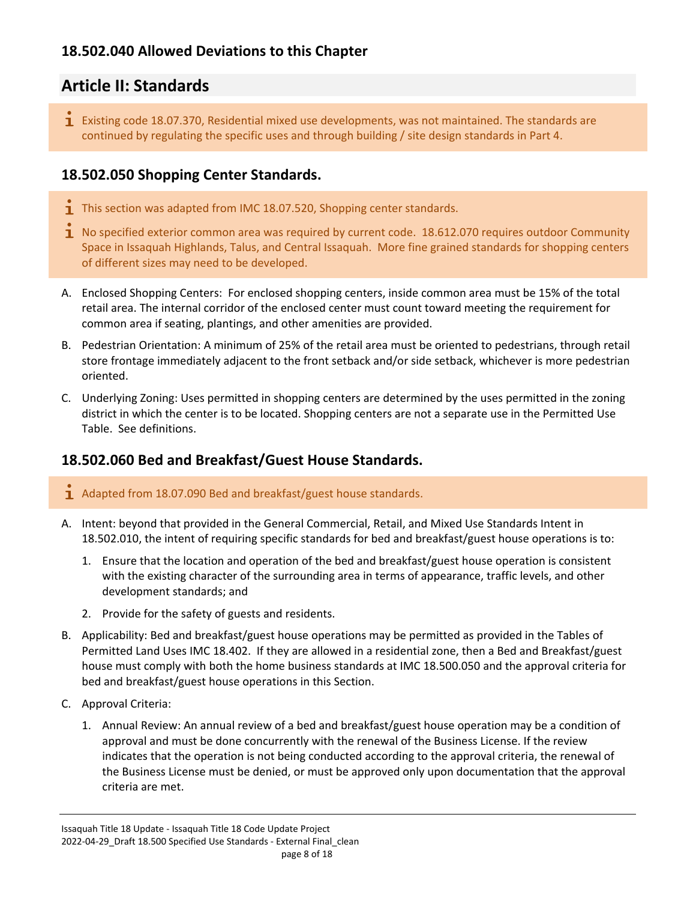### 18.502.040 Allowed Deviations to this Chapter

## Article II: Standards

> ℹ Existing code 18.07.370, Residential mixed use developments, was not maintained. The standards are continued by regulating the specific uses and through building / site design standards in Part 4.

### 18.502.050 Shopping Center Standards.

> ℹ This section was adapted from IMC 18.07.520, Shopping center standards.
>
> ℹ No specified exterior common area was required by current code. 18.612.070 requires outdoor Community Space in Issaquah Highlands, Talus, and Central Issaquah. More fine grained standards for shopping centers of different sizes may need to be developed.

A. Enclosed Shopping Centers: For enclosed shopping centers, inside common area must be 15% of the total retail area. The internal corridor of the enclosed center must count toward meeting the requirement for common area if seating, plantings, and other amenities are provided.

B. Pedestrian Orientation: A minimum of 25% of the retail area must be oriented to pedestrians, through retail store frontage immediately adjacent to the front setback and/or side setback, whichever is more pedestrian oriented.

C. Underlying Zoning: Uses permitted in shopping centers are determined by the uses permitted in the zoning district in which the center is to be located. Shopping centers are not a separate use in the Permitted Use Table. See definitions.

### 18.502.060 Bed and Breakfast/Guest House Standards.

> ℹ Adapted from 18.07.090 Bed and breakfast/guest house standards.

A. Intent: beyond that provided in the General Commercial, Retail, and Mixed Use Standards Intent in 18.502.010, the intent of requiring specific standards for bed and breakfast/guest house operations is to:

   1. Ensure that the location and operation of the bed and breakfast/guest house operation is consistent with the existing character of the surrounding area in terms of appearance, traffic levels, and other development standards; and

   2. Provide for the safety of guests and residents.

B. Applicability: Bed and breakfast/guest house operations may be permitted as provided in the Tables of Permitted Land Uses IMC 18.402. If they are allowed in a residential zone, then a Bed and Breakfast/guest house must comply with both the home business standards at IMC 18.500.050 and the approval criteria for bed and breakfast/guest house operations in this Section.

C. Approval Criteria:

   1. Annual Review: An annual review of a bed and breakfast/guest house operation may be a condition of approval and must be done concurrently with the renewal of the Business License. If the review indicates that the operation is not being conducted according to the approval criteria, the renewal of the Business License must be denied, or must be approved only upon documentation that the approval criteria are met.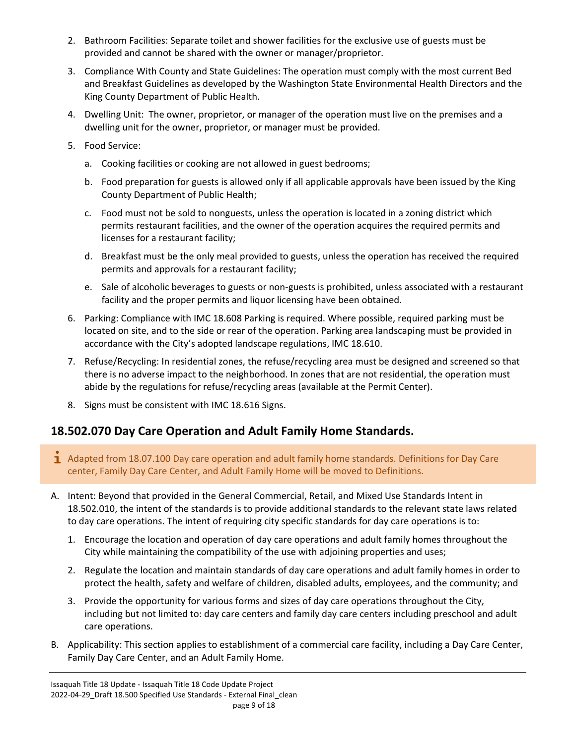2. Bathroom Facilities: Separate toilet and shower facilities for the exclusive use of guests must be provided and cannot be shared with the owner or manager/proprietor.
3. Compliance With County and State Guidelines: The operation must comply with the most current Bed and Breakfast Guidelines as developed by the Washington State Environmental Health Directors and the King County Department of Public Health.
4. Dwelling Unit: The owner, proprietor, or manager of the operation must live on the premises and a dwelling unit for the owner, proprietor, or manager must be provided.
5. Food Service:
   a. Cooking facilities or cooking are not allowed in guest bedrooms;
   b. Food preparation for guests is allowed only if all applicable approvals have been issued by the King County Department of Public Health;
   c. Food must not be sold to nonguests, unless the operation is located in a zoning district which permits restaurant facilities, and the owner of the operation acquires the required permits and licenses for a restaurant facility;
   d. Breakfast must be the only meal provided to guests, unless the operation has received the required permits and approvals for a restaurant facility;
   e. Sale of alcoholic beverages to guests or non-guests is prohibited, unless associated with a restaurant facility and the proper permits and liquor licensing have been obtained.
6. Parking: Compliance with IMC 18.608 Parking is required. Where possible, required parking must be located on site, and to the side or rear of the operation. Parking area landscaping must be provided in accordance with the City's adopted landscape regulations, IMC 18.610.
7. Refuse/Recycling: In residential zones, the refuse/recycling area must be designed and screened so that there is no adverse impact to the neighborhood. In zones that are not residential, the operation must abide by the regulations for refuse/recycling areas (available at the Permit Center).
8. Signs must be consistent with IMC 18.616 Signs.

## 18.502.070 Day Care Operation and Adult Family Home Standards.

> Adapted from 18.07.100 Day care operation and adult family home standards. Definitions for Day Care center, Family Day Care Center, and Adult Family Home will be moved to Definitions.

A. Intent: Beyond that provided in the General Commercial, Retail, and Mixed Use Standards Intent in 18.502.010, the intent of the standards is to provide additional standards to the relevant state laws related to day care operations. The intent of requiring city specific standards for day care operations is to:
   1. Encourage the location and operation of day care operations and adult family homes throughout the City while maintaining the compatibility of the use with adjoining properties and uses;
   2. Regulate the location and maintain standards of day care operations and adult family homes in order to protect the health, safety and welfare of children, disabled adults, employees, and the community; and
   3. Provide the opportunity for various forms and sizes of day care operations throughout the City, including but not limited to: day care centers and family day care centers including preschool and adult care operations.

B. Applicability: This section applies to establishment of a commercial care facility, including a Day Care Center, Family Day Care Center, and an Adult Family Home.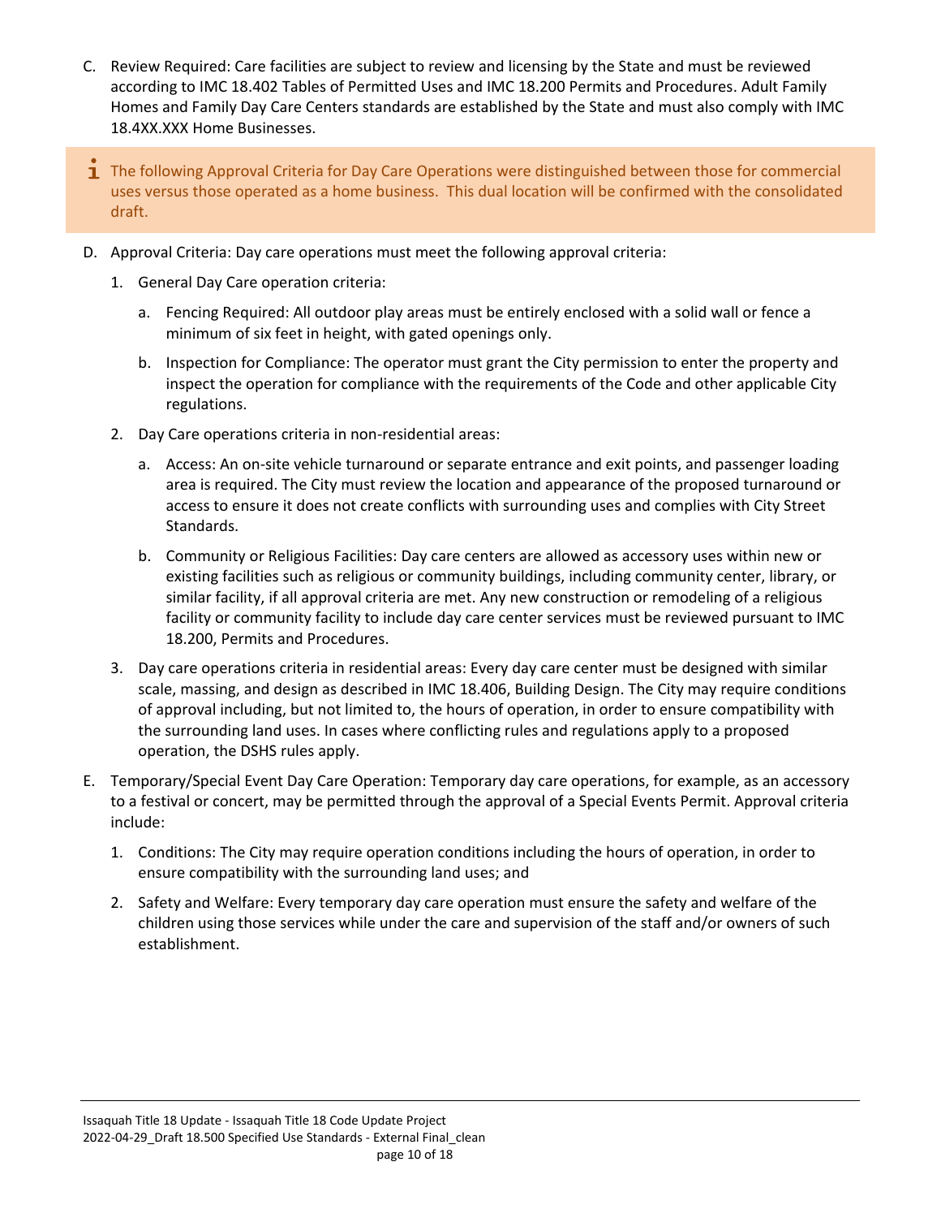C. Review Required: Care facilities are subject to review and licensing by the State and must be reviewed according to IMC 18.402 Tables of Permitted Uses and IMC 18.200 Permits and Procedures. Adult Family Homes and Family Day Care Centers standards are established by the State and must also comply with IMC 18.4XX.XXX Home Businesses.

> The following Approval Criteria for Day Care Operations were distinguished between those for commercial uses versus those operated as a home business. This dual location will be confirmed with the consolidated draft.

D. Approval Criteria: Day care operations must meet the following approval criteria:

   1. General Day Care operation criteria:

      a. Fencing Required: All outdoor play areas must be entirely enclosed with a solid wall or fence a minimum of six feet in height, with gated openings only.

      b. Inspection for Compliance: The operator must grant the City permission to enter the property and inspect the operation for compliance with the requirements of the Code and other applicable City regulations.

   2. Day Care operations criteria in non-residential areas:

      a. Access: An on-site vehicle turnaround or separate entrance and exit points, and passenger loading area is required. The City must review the location and appearance of the proposed turnaround or access to ensure it does not create conflicts with surrounding uses and complies with City Street Standards.

      b. Community or Religious Facilities: Day care centers are allowed as accessory uses within new or existing facilities such as religious or community buildings, including community center, library, or similar facility, if all approval criteria are met. Any new construction or remodeling of a religious facility or community facility to include day care center services must be reviewed pursuant to IMC 18.200, Permits and Procedures.

   3. Day care operations criteria in residential areas: Every day care center must be designed with similar scale, massing, and design as described in IMC 18.406, Building Design. The City may require conditions of approval including, but not limited to, the hours of operation, in order to ensure compatibility with the surrounding land uses. In cases where conflicting rules and regulations apply to a proposed operation, the DSHS rules apply.

E. Temporary/Special Event Day Care Operation: Temporary day care operations, for example, as an accessory to a festival or concert, may be permitted through the approval of a Special Events Permit. Approval criteria include:

   1. Conditions: The City may require operation conditions including the hours of operation, in order to ensure compatibility with the surrounding land uses; and

   2. Safety and Welfare: Every temporary day care operation must ensure the safety and welfare of the children using those services while under the care and supervision of the staff and/or owners of such establishment.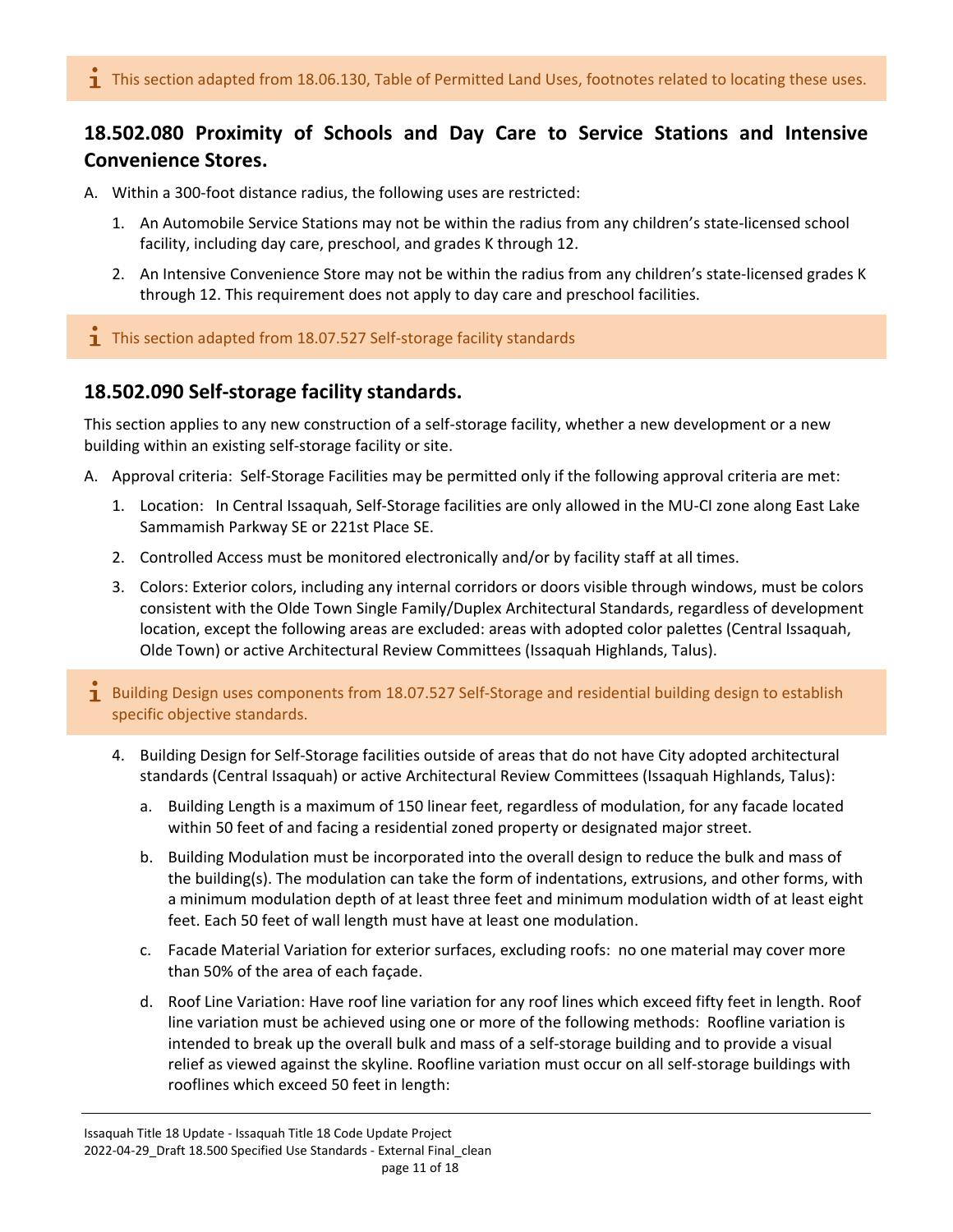> ℹ This section adapted from 18.06.130, Table of Permitted Land Uses, footnotes related to locating these uses.

## 18.502.080 Proximity of Schools and Day Care to Service Stations and Intensive Convenience Stores.

A. Within a 300-foot distance radius, the following uses are restricted:

1. An Automobile Service Stations may not be within the radius from any children's state-licensed school facility, including day care, preschool, and grades K through 12.
2. An Intensive Convenience Store may not be within the radius from any children's state-licensed grades K through 12. This requirement does not apply to day care and preschool facilities.

> ℹ This section adapted from 18.07.527 Self-storage facility standards

## 18.502.090 Self-storage facility standards.

This section applies to any new construction of a self-storage facility, whether a new development or a new building within an existing self-storage facility or site.

A. Approval criteria: Self-Storage Facilities may be permitted only if the following approval criteria are met:

1. Location: In Central Issaquah, Self-Storage facilities are only allowed in the MU-CI zone along East Lake Sammamish Parkway SE or 221st Place SE.
2. Controlled Access must be monitored electronically and/or by facility staff at all times.
3. Colors: Exterior colors, including any internal corridors or doors visible through windows, must be colors consistent with the Olde Town Single Family/Duplex Architectural Standards, regardless of development location, except the following areas are excluded: areas with adopted color palettes (Central Issaquah, Olde Town) or active Architectural Review Committees (Issaquah Highlands, Talus).

> ℹ Building Design uses components from 18.07.527 Self-Storage and residential building design to establish specific objective standards.

4. Building Design for Self-Storage facilities outside of areas that do not have City adopted architectural standards (Central Issaquah) or active Architectural Review Committees (Issaquah Highlands, Talus):
   a. Building Length is a maximum of 150 linear feet, regardless of modulation, for any facade located within 50 feet of and facing a residential zoned property or designated major street.
   b. Building Modulation must be incorporated into the overall design to reduce the bulk and mass of the building(s). The modulation can take the form of indentations, extrusions, and other forms, with a minimum modulation depth of at least three feet and minimum modulation width of at least eight feet. Each 50 feet of wall length must have at least one modulation.
   c. Facade Material Variation for exterior surfaces, excluding roofs: no one material may cover more than 50% of the area of each façade.
   d. Roof Line Variation: Have roof line variation for any roof lines which exceed fifty feet in length. Roof line variation must be achieved using one or more of the following methods: Roofline variation is intended to break up the overall bulk and mass of a self-storage building and to provide a visual relief as viewed against the skyline. Roofline variation must occur on all self-storage buildings with rooflines which exceed 50 feet in length: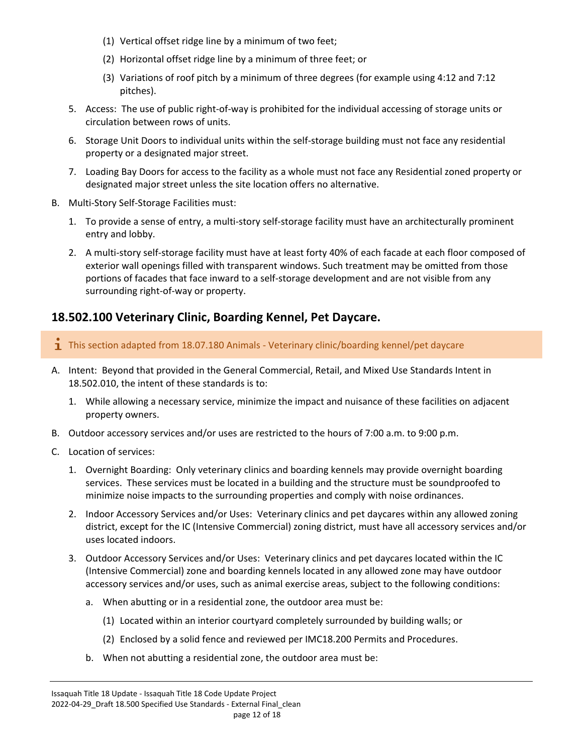(1) Vertical offset ridge line by a minimum of two feet;

(2) Horizontal offset ridge line by a minimum of three feet; or

(3) Variations of roof pitch by a minimum of three degrees (for example using 4:12 and 7:12 pitches).

5. Access: The use of public right-of-way is prohibited for the individual accessing of storage units or circulation between rows of units.

6. Storage Unit Doors to individual units within the self-storage building must not face any residential property or a designated major street.

7. Loading Bay Doors for access to the facility as a whole must not face any Residential zoned property or designated major street unless the site location offers no alternative.

B. Multi-Story Self-Storage Facilities must:

1. To provide a sense of entry, a multi-story self-storage facility must have an architecturally prominent entry and lobby.

2. A multi-story self-storage facility must have at least forty 40% of each facade at each floor composed of exterior wall openings filled with transparent windows. Such treatment may be omitted from those portions of facades that face inward to a self-storage development and are not visible from any surrounding right-of-way or property.

## 18.502.100 Veterinary Clinic, Boarding Kennel, Pet Daycare.

> ℹ This section adapted from 18.07.180 Animals - Veterinary clinic/boarding kennel/pet daycare

A. Intent: Beyond that provided in the General Commercial, Retail, and Mixed Use Standards Intent in 18.502.010, the intent of these standards is to:

1. While allowing a necessary service, minimize the impact and nuisance of these facilities on adjacent property owners.

B. Outdoor accessory services and/or uses are restricted to the hours of 7:00 a.m. to 9:00 p.m.

C. Location of services:

1. Overnight Boarding: Only veterinary clinics and boarding kennels may provide overnight boarding services. These services must be located in a building and the structure must be soundproofed to minimize noise impacts to the surrounding properties and comply with noise ordinances.

2. Indoor Accessory Services and/or Uses: Veterinary clinics and pet daycares within any allowed zoning district, except for the IC (Intensive Commercial) zoning district, must have all accessory services and/or uses located indoors.

3. Outdoor Accessory Services and/or Uses: Veterinary clinics and pet daycares located within the IC (Intensive Commercial) zone and boarding kennels located in any allowed zone may have outdoor accessory services and/or uses, such as animal exercise areas, subject to the following conditions:

   a. When abutting or in a residential zone, the outdoor area must be:

      (1) Located within an interior courtyard completely surrounded by building walls; or

      (2) Enclosed by a solid fence and reviewed per IMC18.200 Permits and Procedures.

   b. When not abutting a residential zone, the outdoor area must be: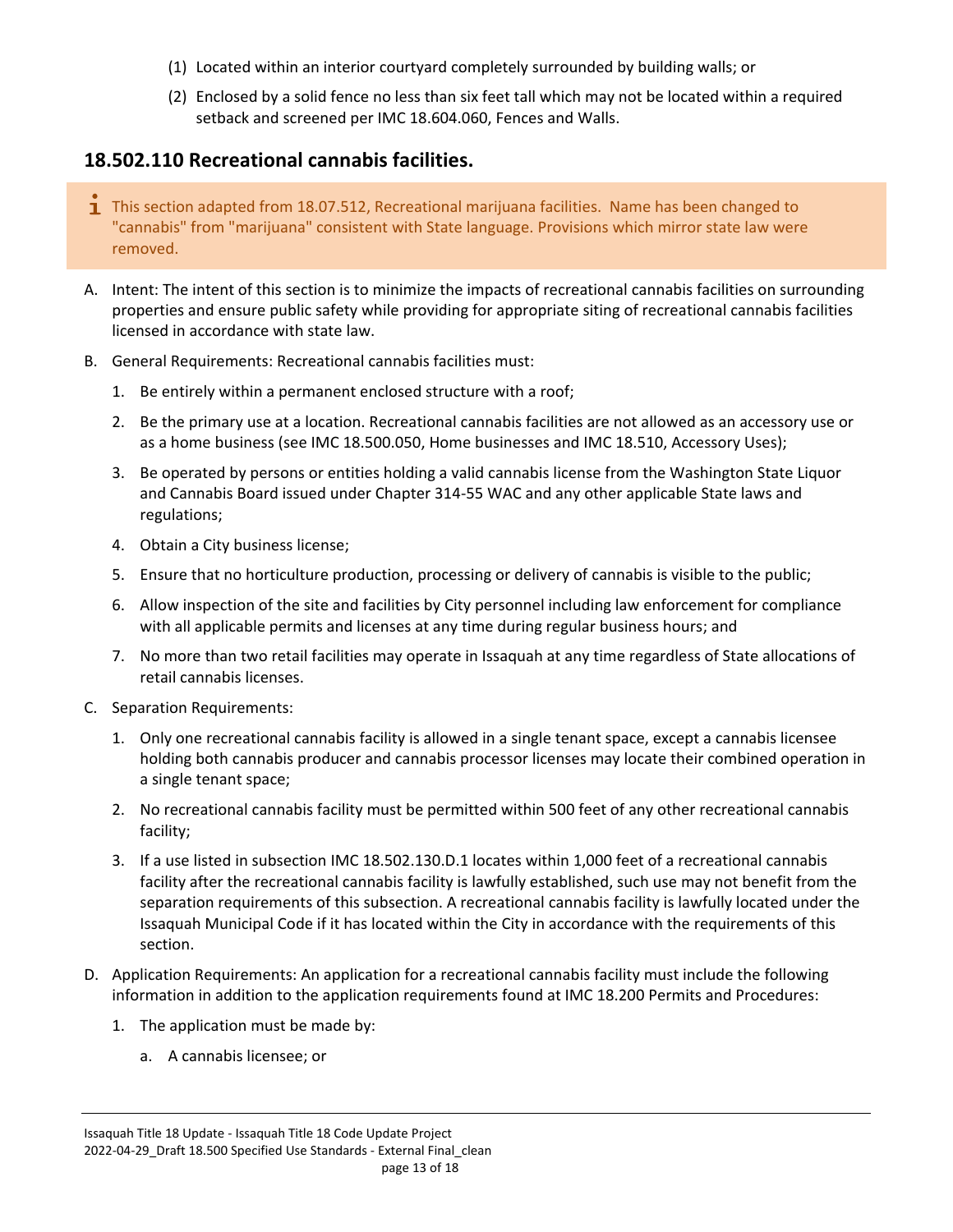(1) Located within an interior courtyard completely surrounded by building walls; or

(2) Enclosed by a solid fence no less than six feet tall which may not be located within a required setback and screened per IMC 18.604.060, Fences and Walls.

## 18.502.110 Recreational cannabis facilities.

> This section adapted from 18.07.512, Recreational marijuana facilities. Name has been changed to "cannabis" from "marijuana" consistent with State language. Provisions which mirror state law were removed.

A. Intent: The intent of this section is to minimize the impacts of recreational cannabis facilities on surrounding properties and ensure public safety while providing for appropriate siting of recreational cannabis facilities licensed in accordance with state law.

B. General Requirements: Recreational cannabis facilities must:

1. Be entirely within a permanent enclosed structure with a roof;
2. Be the primary use at a location. Recreational cannabis facilities are not allowed as an accessory use or as a home business (see IMC 18.500.050, Home businesses and IMC 18.510, Accessory Uses);
3. Be operated by persons or entities holding a valid cannabis license from the Washington State Liquor and Cannabis Board issued under Chapter 314-55 WAC and any other applicable State laws and regulations;
4. Obtain a City business license;
5. Ensure that no horticulture production, processing or delivery of cannabis is visible to the public;
6. Allow inspection of the site and facilities by City personnel including law enforcement for compliance with all applicable permits and licenses at any time during regular business hours; and
7. No more than two retail facilities may operate in Issaquah at any time regardless of State allocations of retail cannabis licenses.

C. Separation Requirements:

1. Only one recreational cannabis facility is allowed in a single tenant space, except a cannabis licensee holding both cannabis producer and cannabis processor licenses may locate their combined operation in a single tenant space;
2. No recreational cannabis facility must be permitted within 500 feet of any other recreational cannabis facility;
3. If a use listed in subsection IMC 18.502.130.D.1 locates within 1,000 feet of a recreational cannabis facility after the recreational cannabis facility is lawfully established, such use may not benefit from the separation requirements of this subsection. A recreational cannabis facility is lawfully located under the Issaquah Municipal Code if it has located within the City in accordance with the requirements of this section.

D. Application Requirements: An application for a recreational cannabis facility must include the following information in addition to the application requirements found at IMC 18.200 Permits and Procedures:

1. The application must be made by:
   a. A cannabis licensee; or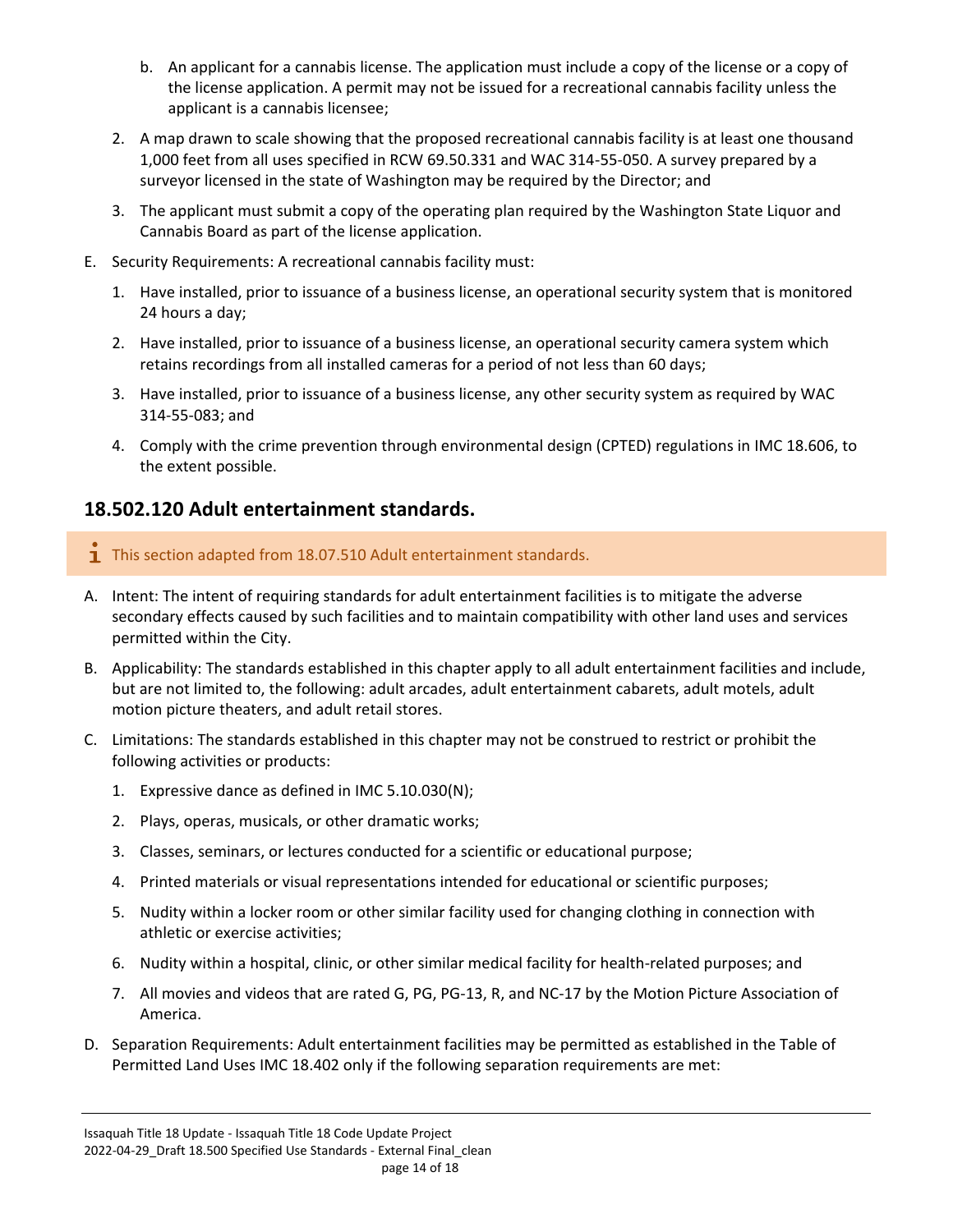b. An applicant for a cannabis license. The application must include a copy of the license or a copy of the license application. A permit may not be issued for a recreational cannabis facility unless the applicant is a cannabis licensee;

2. A map drawn to scale showing that the proposed recreational cannabis facility is at least one thousand 1,000 feet from all uses specified in RCW 69.50.331 and WAC 314-55-050. A survey prepared by a surveyor licensed in the state of Washington may be required by the Director; and

3. The applicant must submit a copy of the operating plan required by the Washington State Liquor and Cannabis Board as part of the license application.

E. Security Requirements: A recreational cannabis facility must:

   1. Have installed, prior to issuance of a business license, an operational security system that is monitored 24 hours a day;

   2. Have installed, prior to issuance of a business license, an operational security camera system which retains recordings from all installed cameras for a period of not less than 60 days;

   3. Have installed, prior to issuance of a business license, any other security system as required by WAC 314-55-083; and

   4. Comply with the crime prevention through environmental design (CPTED) regulations in IMC 18.606, to the extent possible.

## 18.502.120 Adult entertainment standards.

> This section adapted from 18.07.510 Adult entertainment standards.

A. Intent: The intent of requiring standards for adult entertainment facilities is to mitigate the adverse secondary effects caused by such facilities and to maintain compatibility with other land uses and services permitted within the City.

B. Applicability: The standards established in this chapter apply to all adult entertainment facilities and include, but are not limited to, the following: adult arcades, adult entertainment cabarets, adult motels, adult motion picture theaters, and adult retail stores.

C. Limitations: The standards established in this chapter may not be construed to restrict or prohibit the following activities or products:

   1. Expressive dance as defined in IMC 5.10.030(N);

   2. Plays, operas, musicals, or other dramatic works;

   3. Classes, seminars, or lectures conducted for a scientific or educational purpose;

   4. Printed materials or visual representations intended for educational or scientific purposes;

   5. Nudity within a locker room or other similar facility used for changing clothing in connection with athletic or exercise activities;

   6. Nudity within a hospital, clinic, or other similar medical facility for health-related purposes; and

   7. All movies and videos that are rated G, PG, PG-13, R, and NC-17 by the Motion Picture Association of America.

D. Separation Requirements: Adult entertainment facilities may be permitted as established in the Table of Permitted Land Uses IMC 18.402 only if the following separation requirements are met: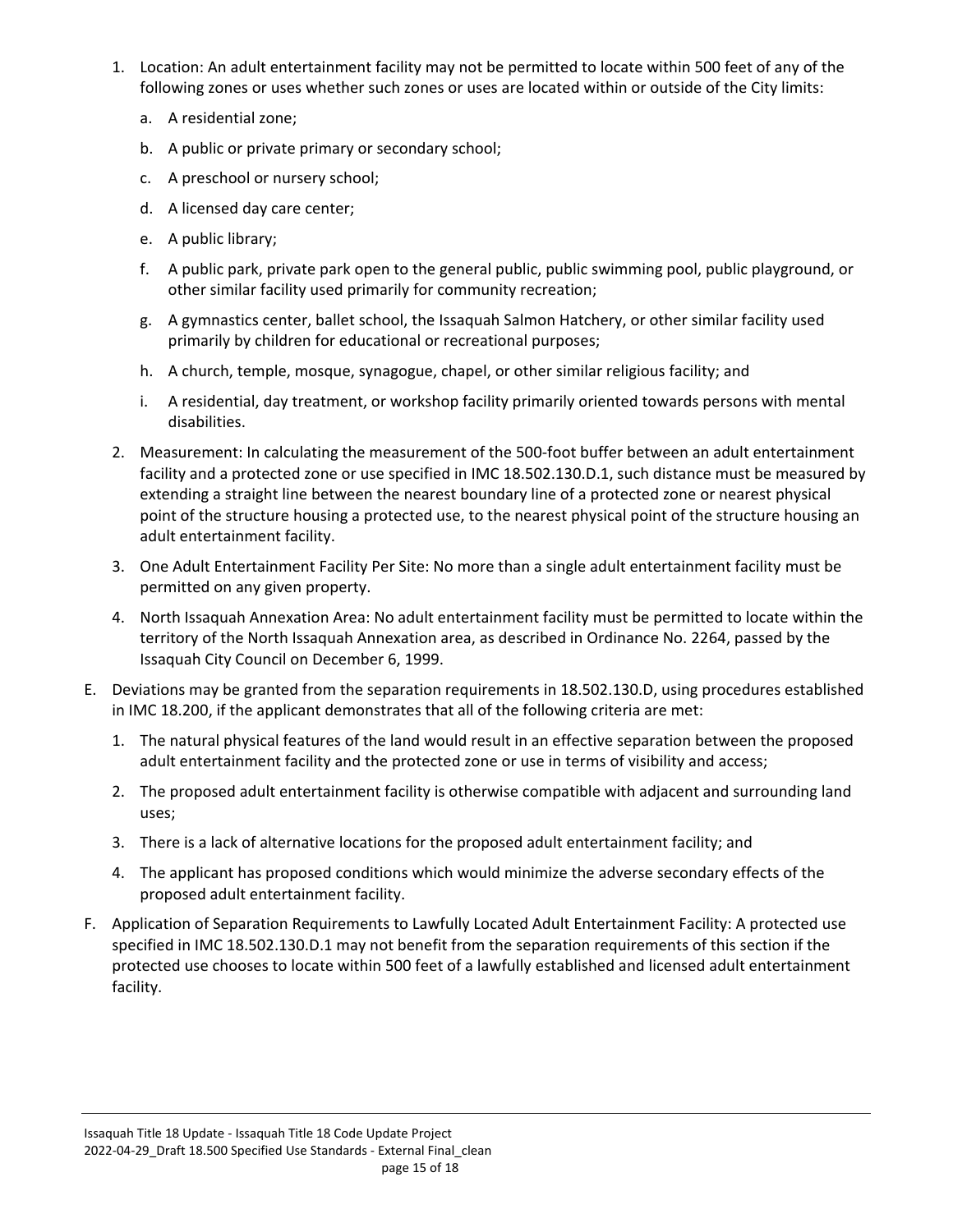1. Location: An adult entertainment facility may not be permitted to locate within 500 feet of any of the following zones or uses whether such zones or uses are located within or outside of the City limits:

    a. A residential zone;

    b. A public or private primary or secondary school;

    c. A preschool or nursery school;

    d. A licensed day care center;

    e. A public library;

    f. A public park, private park open to the general public, public swimming pool, public playground, or other similar facility used primarily for community recreation;

    g. A gymnastics center, ballet school, the Issaquah Salmon Hatchery, or other similar facility used primarily by children for educational or recreational purposes;

    h. A church, temple, mosque, synagogue, chapel, or other similar religious facility; and

    i. A residential, day treatment, or workshop facility primarily oriented towards persons with mental disabilities.

2. Measurement: In calculating the measurement of the 500-foot buffer between an adult entertainment facility and a protected zone or use specified in IMC 18.502.130.D.1, such distance must be measured by extending a straight line between the nearest boundary line of a protected zone or nearest physical point of the structure housing a protected use, to the nearest physical point of the structure housing an adult entertainment facility.

3. One Adult Entertainment Facility Per Site: No more than a single adult entertainment facility must be permitted on any given property.

4. North Issaquah Annexation Area: No adult entertainment facility must be permitted to locate within the territory of the North Issaquah Annexation area, as described in Ordinance No. 2264, passed by the Issaquah City Council on December 6, 1999.

E. Deviations may be granted from the separation requirements in 18.502.130.D, using procedures established in IMC 18.200, if the applicant demonstrates that all of the following criteria are met:

    1. The natural physical features of the land would result in an effective separation between the proposed adult entertainment facility and the protected zone or use in terms of visibility and access;

    2. The proposed adult entertainment facility is otherwise compatible with adjacent and surrounding land uses;

    3. There is a lack of alternative locations for the proposed adult entertainment facility; and

    4. The applicant has proposed conditions which would minimize the adverse secondary effects of the proposed adult entertainment facility.

F. Application of Separation Requirements to Lawfully Located Adult Entertainment Facility: A protected use specified in IMC 18.502.130.D.1 may not benefit from the separation requirements of this section if the protected use chooses to locate within 500 feet of a lawfully established and licensed adult entertainment facility.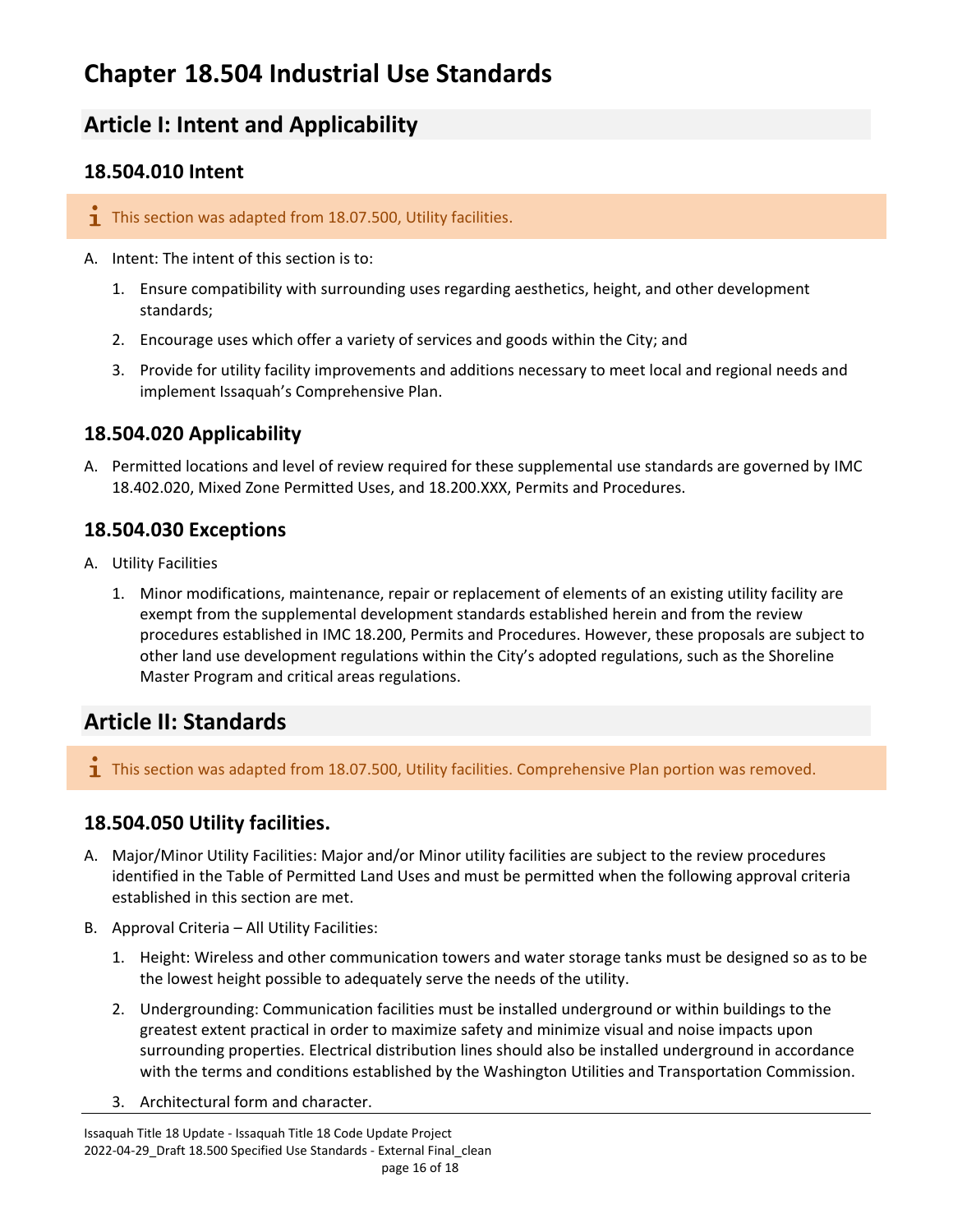# Chapter 18.504 Industrial Use Standards

## Article I: Intent and Applicability

### 18.504.010 Intent

> This section was adapted from 18.07.500, Utility facilities.

A. Intent: The intent of this section is to:

1. Ensure compatibility with surrounding uses regarding aesthetics, height, and other development standards;
2. Encourage uses which offer a variety of services and goods within the City; and
3. Provide for utility facility improvements and additions necessary to meet local and regional needs and implement Issaquah's Comprehensive Plan.

### 18.504.020 Applicability

A. Permitted locations and level of review required for these supplemental use standards are governed by IMC 18.402.020, Mixed Zone Permitted Uses, and 18.200.XXX, Permits and Procedures.

### 18.504.030 Exceptions

A. Utility Facilities

1. Minor modifications, maintenance, repair or replacement of elements of an existing utility facility are exempt from the supplemental development standards established herein and from the review procedures established in IMC 18.200, Permits and Procedures. However, these proposals are subject to other land use development regulations within the City's adopted regulations, such as the Shoreline Master Program and critical areas regulations.

## Article II: Standards

> This section was adapted from 18.07.500, Utility facilities. Comprehensive Plan portion was removed.

### 18.504.050 Utility facilities.

A. Major/Minor Utility Facilities: Major and/or Minor utility facilities are subject to the review procedures identified in the Table of Permitted Land Uses and must be permitted when the following approval criteria established in this section are met.

B. Approval Criteria – All Utility Facilities:

1. Height: Wireless and other communication towers and water storage tanks must be designed so as to be the lowest height possible to adequately serve the needs of the utility.
2. Undergrounding: Communication facilities must be installed underground or within buildings to the greatest extent practical in order to maximize safety and minimize visual and noise impacts upon surrounding properties. Electrical distribution lines should also be installed underground in accordance with the terms and conditions established by the Washington Utilities and Transportation Commission.
3. Architectural form and character.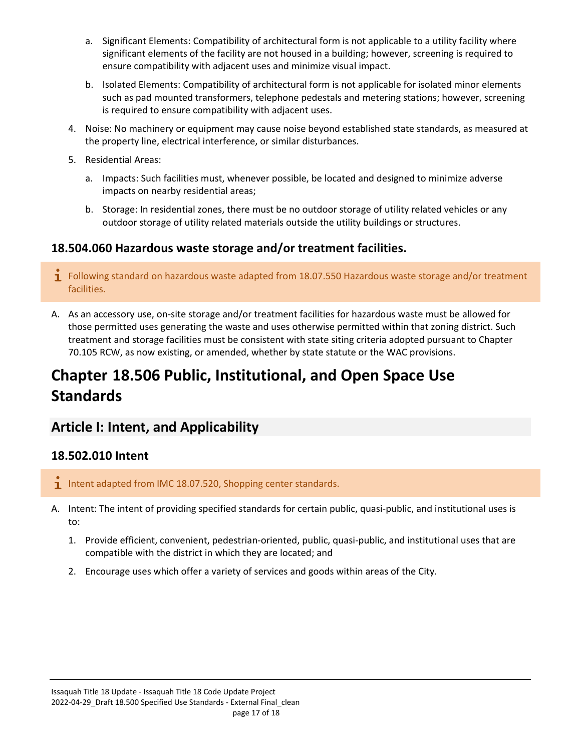a. Significant Elements: Compatibility of architectural form is not applicable to a utility facility where significant elements of the facility are not housed in a building; however, screening is required to ensure compatibility with adjacent uses and minimize visual impact.

b. Isolated Elements: Compatibility of architectural form is not applicable for isolated minor elements such as pad mounted transformers, telephone pedestals and metering stations; however, screening is required to ensure compatibility with adjacent uses.

4. Noise: No machinery or equipment may cause noise beyond established state standards, as measured at the property line, electrical interference, or similar disturbances.

5. Residential Areas:

   a. Impacts: Such facilities must, whenever possible, be located and designed to minimize adverse impacts on nearby residential areas;

   b. Storage: In residential zones, there must be no outdoor storage of utility related vehicles or any outdoor storage of utility related materials outside the utility buildings or structures.

### 18.504.060 Hazardous waste storage and/or treatment facilities.

> ℹ Following standard on hazardous waste adapted from 18.07.550 Hazardous waste storage and/or treatment facilities.

A. As an accessory use, on-site storage and/or treatment facilities for hazardous waste must be allowed for those permitted uses generating the waste and uses otherwise permitted within that zoning district. Such treatment and storage facilities must be consistent with state siting criteria adopted pursuant to Chapter 70.105 RCW, as now existing, or amended, whether by state statute or the WAC provisions.

# Chapter 18.506 Public, Institutional, and Open Space Use Standards

## Article I: Intent, and Applicability

### 18.502.010 Intent

> ℹ Intent adapted from IMC 18.07.520, Shopping center standards.

A. Intent: The intent of providing specified standards for certain public, quasi-public, and institutional uses is to:

   1. Provide efficient, convenient, pedestrian-oriented, public, quasi-public, and institutional uses that are compatible with the district in which they are located; and

   2. Encourage uses which offer a variety of services and goods within areas of the City.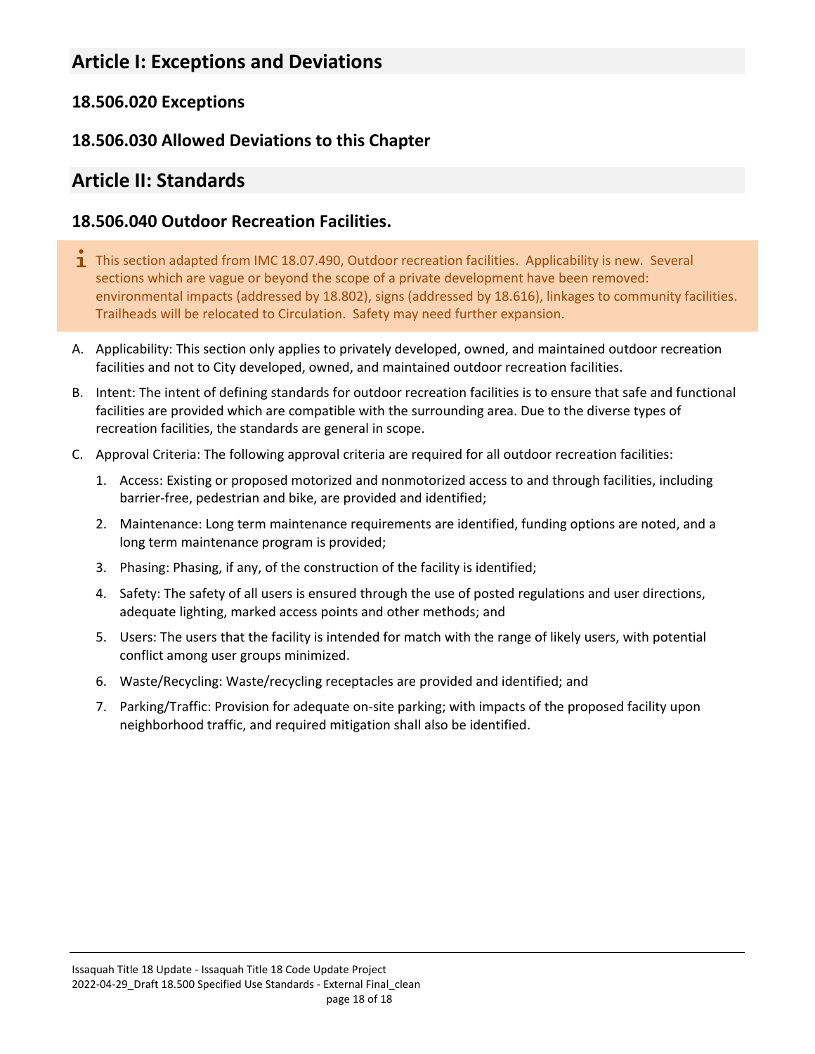## Article I: Exceptions and Deviations

### 18.506.020 Exceptions

### 18.506.030 Allowed Deviations to this Chapter

## Article II: Standards

### 18.506.040 Outdoor Recreation Facilities.

> This section adapted from IMC 18.07.490, Outdoor recreation facilities. Applicability is new. Several sections which are vague or beyond the scope of a private development have been removed: environmental impacts (addressed by 18.802), signs (addressed by 18.616), linkages to community facilities. Trailheads will be relocated to Circulation. Safety may need further expansion.

A. Applicability: This section only applies to privately developed, owned, and maintained outdoor recreation facilities and not to City developed, owned, and maintained outdoor recreation facilities.

B. Intent: The intent of defining standards for outdoor recreation facilities is to ensure that safe and functional facilities are provided which are compatible with the surrounding area. Due to the diverse types of recreation facilities, the standards are general in scope.

C. Approval Criteria: The following approval criteria are required for all outdoor recreation facilities:

1. Access: Existing or proposed motorized and nonmotorized access to and through facilities, including barrier-free, pedestrian and bike, are provided and identified;
2. Maintenance: Long term maintenance requirements are identified, funding options are noted, and a long term maintenance program is provided;
3. Phasing: Phasing, if any, of the construction of the facility is identified;
4. Safety: The safety of all users is ensured through the use of posted regulations and user directions, adequate lighting, marked access points and other methods; and
5. Users: The users that the facility is intended for match with the range of likely users, with potential conflict among user groups minimized.
6. Waste/Recycling: Waste/recycling receptacles are provided and identified; and
7. Parking/Traffic: Provision for adequate on-site parking; with impacts of the proposed facility upon neighborhood traffic, and required mitigation shall also be identified.